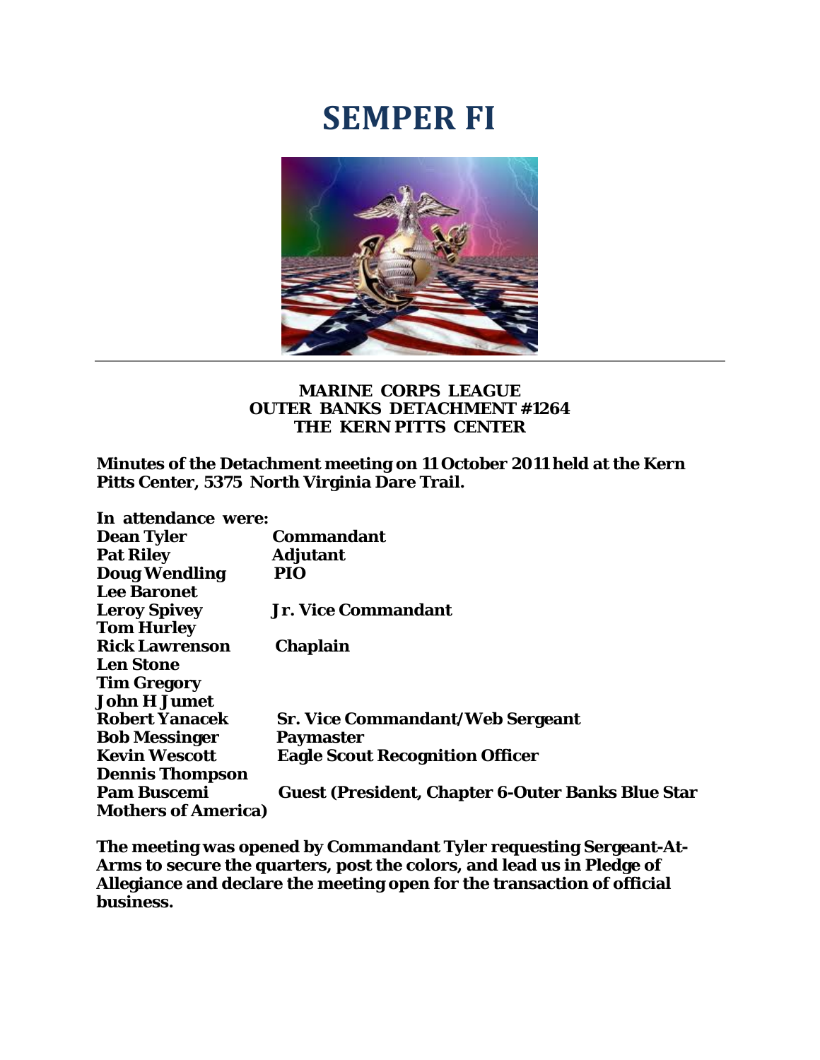# SEMPER FI

**MARINE CORPS LEAGUE**
**OUTER BANKS DETACHMENT #1264**
**THE KERN PITTS CENTER**

**Minutes of the Detachment meeting on 11 October 2011 held at the Kern Pitts Center, 5375 North Virginia Dare Trail.**

**In attendance were:**

| | |
|---|---|
| **Dean Tyler** | **Commandant** |
| **Pat Riley** | **Adjutant** |
| **Doug Wendling** | **PIO** |
| **Lee Baronet** | |
| **Leroy Spivey** | **Jr. Vice Commandant** |
| **Tom Hurley** | |
| **Rick Lawrenson** | **Chaplain** |
| **Len Stone** | |
| **Tim Gregory** | |
| **John H Jumet** | |
| **Robert Yanacek** | **Sr. Vice Commandant/Web Sergeant** |
| **Bob Messinger** | **Paymaster** |
| **Kevin Wescott** | **Eagle Scout Recognition Officer** |
| **Dennis Thompson** | |
| **Pam Buscemi** | **Guest (President, Chapter 6-Outer Banks Blue Star Mothers of America)** |

**The meeting was opened by Commandant Tyler requesting Sergeant-At-Arms to secure the quarters, post the colors, and lead us in Pledge of Allegiance and declare the meeting open for the transaction of official business.**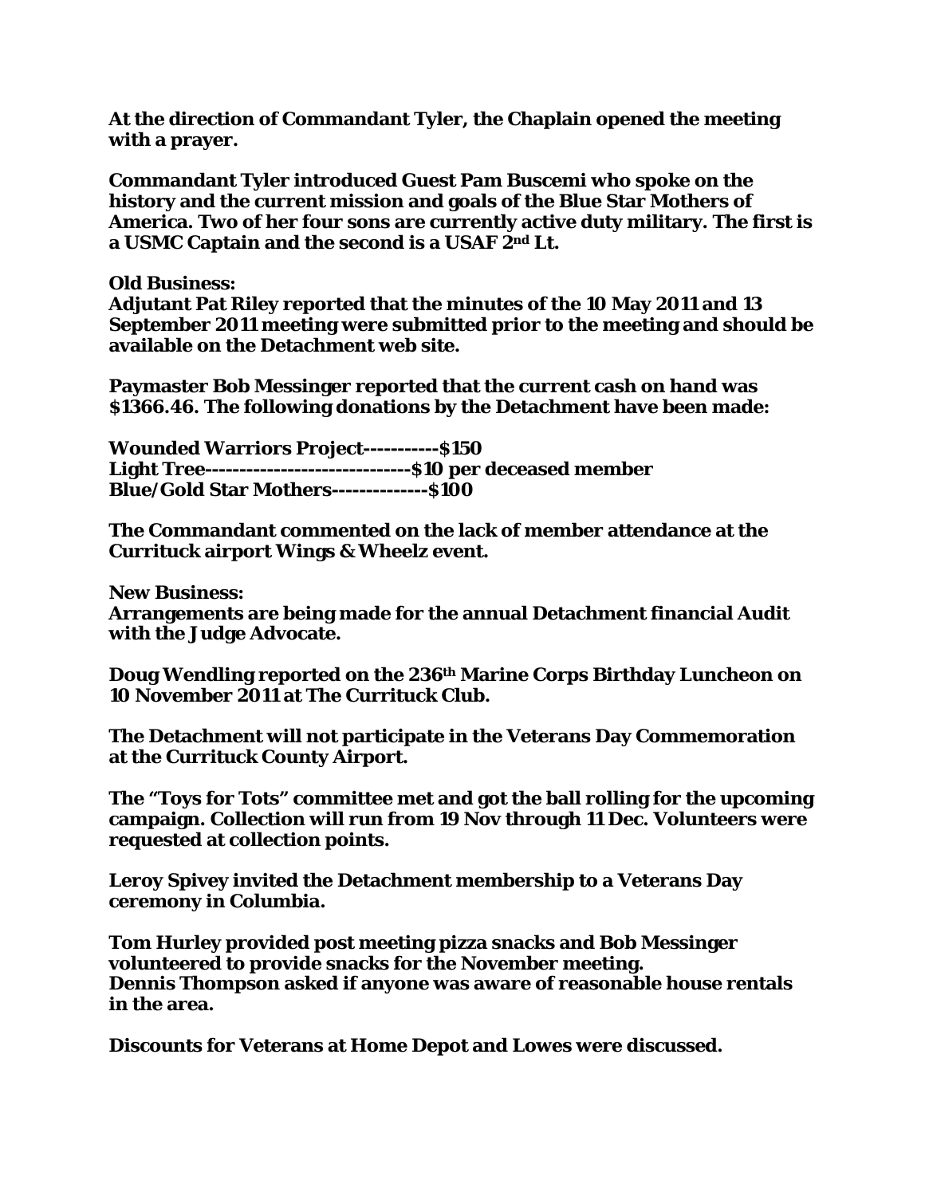**At the direction of Commandant Tyler, the Chaplain opened the meeting with a prayer.**

**Commandant Tyler introduced Guest Pam Buscemi who spoke on the history and the current mission and goals of the Blue Star Mothers of America. Two of her four sons are currently active duty military. The first is a USMC Captain and the second is a USAF 2nd Lt.**

**Old Business:**
**Adjutant Pat Riley reported that the minutes of the 10 May 2011 and 13 September 2011 meeting were submitted prior to the meeting and should be available on the Detachment web site.**

**Paymaster Bob Messinger reported that the current cash on hand was $1366.46. The following donations by the Detachment have been made:**

**Wounded Warriors Project-----------$150**
**Light Tree------------------------------$10 per deceased member**
**Blue/Gold Star Mothers--------------$100**

**The Commandant commented on the lack of member attendance at the Currituck airport Wings & Wheelz event.**

**New Business:**
**Arrangements are being made for the annual Detachment financial Audit with the Judge Advocate.**

**Doug Wendling reported on the 236th Marine Corps Birthday Luncheon on 10 November 2011 at The Currituck Club.**

**The Detachment will not participate in the Veterans Day Commemoration at the Currituck County Airport.**

**The "Toys for Tots" committee met and got the ball rolling for the upcoming campaign. Collection will run from 19 Nov through 11 Dec. Volunteers were requested at collection points.**

**Leroy Spivey invited the Detachment membership to a Veterans Day ceremony in Columbia.**

**Tom Hurley provided post meeting pizza snacks and Bob Messinger volunteered to provide snacks for the November meeting.**
**Dennis Thompson asked if anyone was aware of reasonable house rentals in the area.**

**Discounts for Veterans at Home Depot and Lowes were discussed.**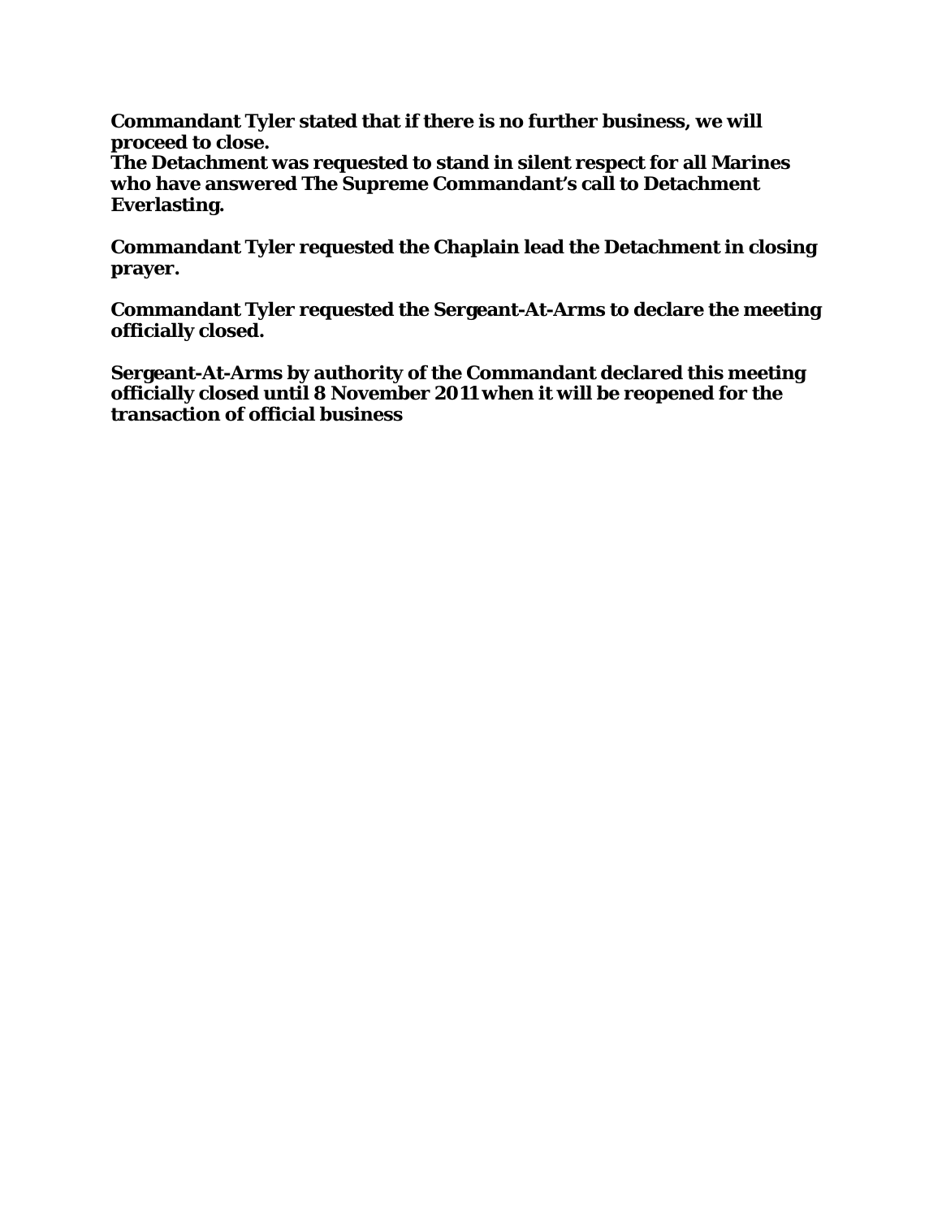**Commandant Tyler stated that if there is no further business, we will proceed to close.**
**The Detachment was requested to stand in silent respect for all Marines who have answered The Supreme Commandant's call to Detachment Everlasting.**

**Commandant Tyler requested the Chaplain lead the Detachment in closing prayer.**

**Commandant Tyler requested the Sergeant-At-Arms to declare the meeting officially closed.**

**Sergeant-At-Arms by authority of the Commandant declared this meeting officially closed until 8 November 2011 when it will be reopened for the transaction of official business**